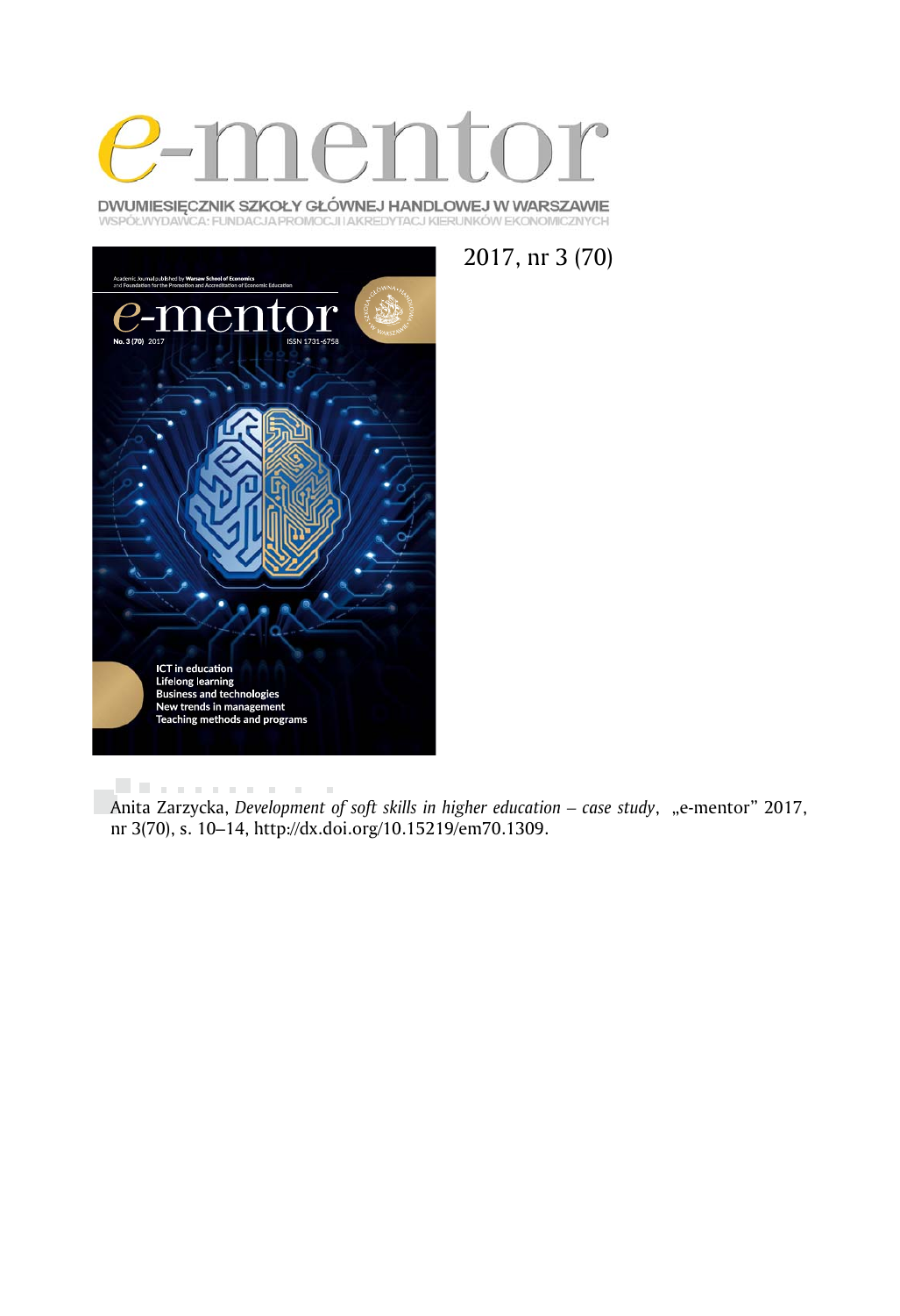# e-mentor

DWUMIESIĘCZNIK SZKOŁY GŁÓWNEJ HANDLOWEJ W WARSZAWIE
WSPÓŁWYDAWCA: FUNDACJA PROMOCJI I AKREDYTACJ KIERUNKÓW EKONOMICZNYCH

2017, nr 3 (70)

Anita Zarzycka, *Development of soft skills in higher education – case study*, „e-mentor" 2017, nr 3(70), s. 10–14, http://dx.doi.org/10.15219/em70.1309.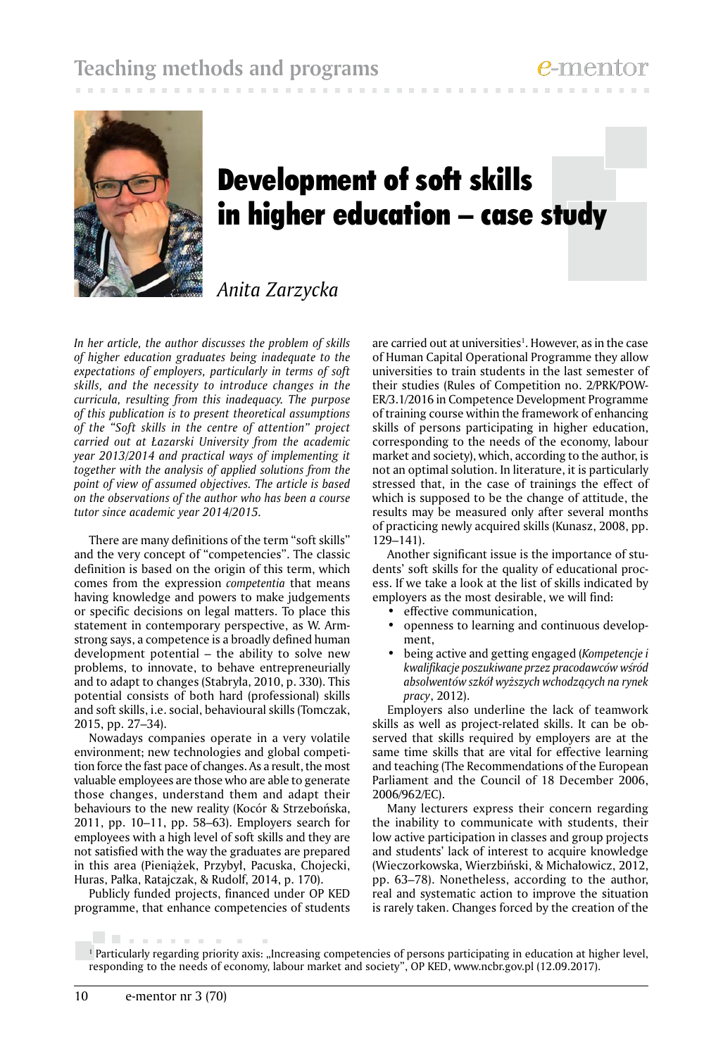# Development of soft skills in higher education – case study

*Anita Zarzycka*

*In her article, the author discusses the problem of skills of higher education graduates being inadequate to the expectations of employers, particularly in terms of soft skills, and the necessity to introduce changes in the curricula, resulting from this inadequacy. The purpose of this publication is to present theoretical assumptions of the "Soft skills in the centre of attention" project carried out at Łazarski University from the academic year 2013/2014 and practical ways of implementing it together with the analysis of applied solutions from the point of view of assumed objectives. The article is based on the observations of the author who has been a course tutor since academic year 2014/2015.*

There are many definitions of the term "soft skills" and the very concept of "competencies". The classic definition is based on the origin of this term, which comes from the expression *competentia* that means having knowledge and powers to make judgements or specific decisions on legal matters. To place this statement in contemporary perspective, as W. Armstrong says, a competence is a broadly defined human development potential – the ability to solve new problems, to innovate, to behave entrepreneurially and to adapt to changes (Stabryła, 2010, p. 330). This potential consists of both hard (professional) skills and soft skills, i.e. social, behavioural skills (Tomczak, 2015, pp. 27–34).

Nowadays companies operate in a very volatile environment; new technologies and global competition force the fast pace of changes. As a result, the most valuable employees are those who are able to generate those changes, understand them and adapt their behaviours to the new reality (Kocór & Strzebońska, 2011, pp. 10–11, pp. 58–63). Employers search for employees with a high level of soft skills and they are not satisfied with the way the graduates are prepared in this area (Pieniążek, Przybył, Pacuska, Chojecki, Huras, Pałka, Ratajczak, & Rudolf, 2014, p. 170).

Publicly funded projects, financed under OP KED programme, that enhance competencies of students are carried out at universities[1]. However, as in the case of Human Capital Operational Programme they allow universities to train students in the last semester of their studies (Rules of Competition no. 2/PRK/POWER/3.1/2016 in Competence Development Programme of training course within the framework of enhancing skills of persons participating in higher education, corresponding to the needs of the economy, labour market and society), which, according to the author, is not an optimal solution. In literature, it is particularly stressed that, in the case of trainings the effect of which is supposed to be the change of attitude, the results may be measured only after several months of practicing newly acquired skills (Kunasz, 2008, pp. 129–141).

Another significant issue is the importance of students' soft skills for the quality of educational process. If we take a look at the list of skills indicated by employers as the most desirable, we will find:

- effective communication,
- openness to learning and continuous development,
- being active and getting engaged (*Kompetencje i kwalifikacje poszukiwane przez pracodawców wśród absolwentów szkół wyższych wchodzących na rynek pracy*, 2012).

Employers also underline the lack of teamwork skills as well as project-related skills. It can be observed that skills required by employers are at the same time skills that are vital for effective learning and teaching (The Recommendations of the European Parliament and the Council of 18 December 2006, 2006/962/EC).

Many lecturers express their concern regarding the inability to communicate with students, their low active participation in classes and group projects and students' lack of interest to acquire knowledge (Wieczorkowska, Wierzbiński, & Michałowicz, 2012, pp. 63–78). Nonetheless, according to the author, real and systematic action to improve the situation is rarely taken. Changes forced by the creation of the

[1] Particularly regarding priority axis: „Increasing competencies of persons participating in education at higher level, responding to the needs of economy, labour market and society", OP KED, www.ncbr.gov.pl (12.09.2017).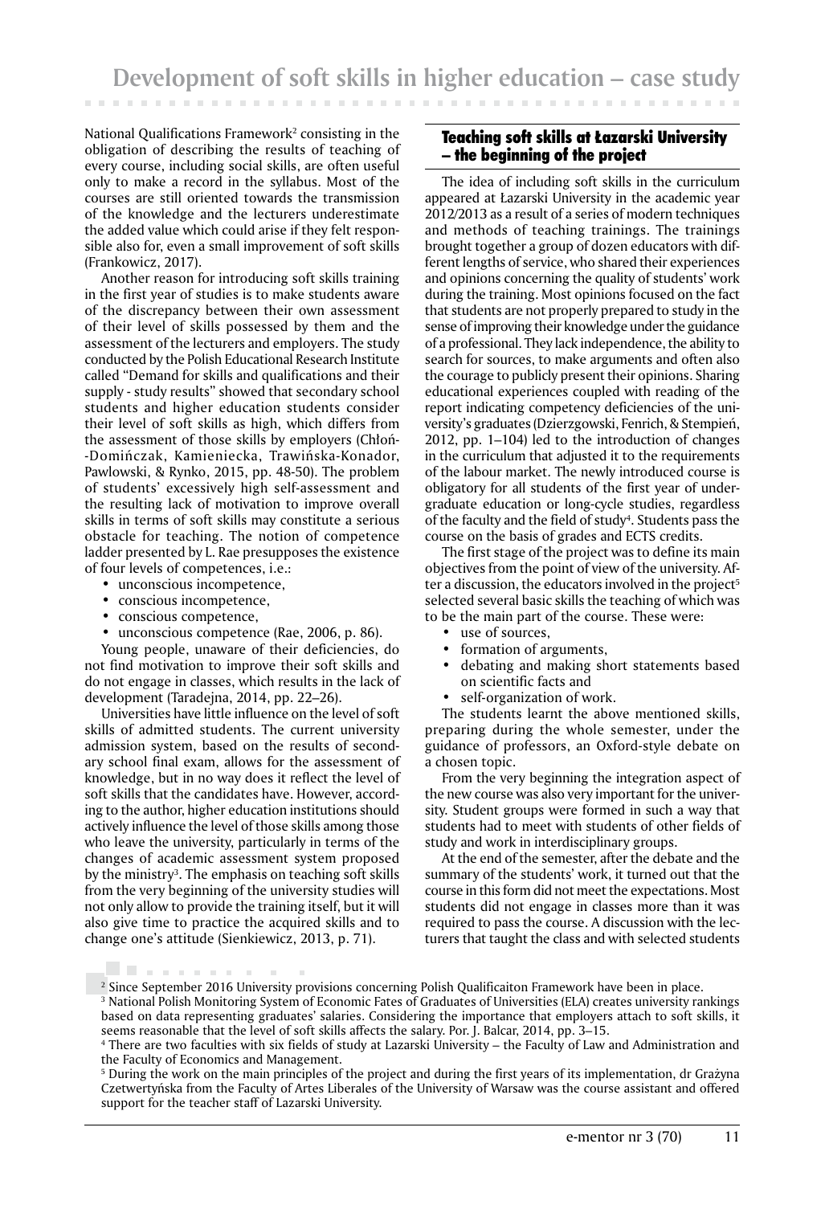National Qualifications Framework[2] consisting in the obligation of describing the results of teaching of every course, including social skills, are often useful only to make a record in the syllabus. Most of the courses are still oriented towards the transmission of the knowledge and the lecturers underestimate the added value which could arise if they felt responsible also for, even a small improvement of soft skills (Frankowicz, 2017).

Another reason for introducing soft skills training in the first year of studies is to make students aware of the discrepancy between their own assessment of their level of skills possessed by them and the assessment of the lecturers and employers. The study conducted by the Polish Educational Research Institute called "Demand for skills and qualifications and their supply - study results" showed that secondary school students and higher education students consider their level of soft skills as high, which differs from the assessment of those skills by employers (Chłoń-Domińczak, Kamieniecka, Trawińska-Konador, Pawlowski, & Rynko, 2015, pp. 48-50). The problem of students' excessively high self-assessment and the resulting lack of motivation to improve overall skills in terms of soft skills may constitute a serious obstacle for teaching. The notion of competence ladder presented by L. Rae presupposes the existence of four levels of competences, i.e.:

- unconscious incompetence,
- conscious incompetence,
- conscious competence,
- unconscious competence (Rae, 2006, p. 86).

Young people, unaware of their deficiencies, do not find motivation to improve their soft skills and do not engage in classes, which results in the lack of development (Taradejna, 2014, pp. 22–26).

Universities have little influence on the level of soft skills of admitted students. The current university admission system, based on the results of secondary school final exam, allows for the assessment of knowledge, but in no way does it reflect the level of soft skills that the candidates have. However, according to the author, higher education institutions should actively influence the level of those skills among those who leave the university, particularly in terms of the changes of academic assessment system proposed by the ministry[3]. The emphasis on teaching soft skills from the very beginning of the university studies will not only allow to provide the training itself, but it will also give time to practice the acquired skills and to change one's attitude (Sienkiewicz, 2013, p. 71).

## Teaching soft skills at Łazarski University – the beginning of the project

The idea of including soft skills in the curriculum appeared at Łazarski University in the academic year 2012/2013 as a result of a series of modern techniques and methods of teaching trainings. The trainings brought together a group of dozen educators with different lengths of service, who shared their experiences and opinions concerning the quality of students' work during the training. Most opinions focused on the fact that students are not properly prepared to study in the sense of improving their knowledge under the guidance of a professional. They lack independence, the ability to search for sources, to make arguments and often also the courage to publicly present their opinions. Sharing educational experiences coupled with reading of the report indicating competency deficiencies of the university's graduates (Dzierzgowski, Fenrich, & Stempień, 2012, pp. 1–104) led to the introduction of changes in the curriculum that adjusted it to the requirements of the labour market. The newly introduced course is obligatory for all students of the first year of undergraduate education or long-cycle studies, regardless of the faculty and the field of study[4]. Students pass the course on the basis of grades and ECTS credits.

The first stage of the project was to define its main objectives from the point of view of the university. After a discussion, the educators involved in the project[5] selected several basic skills the teaching of which was to be the main part of the course. These were:

- use of sources,
- formation of arguments,
- debating and making short statements based on scientific facts and
- self-organization of work.

The students learnt the above mentioned skills, preparing during the whole semester, under the guidance of professors, an Oxford-style debate on a chosen topic.

From the very beginning the integration aspect of the new course was also very important for the university. Student groups were formed in such a way that students had to meet with students of other fields of study and work in interdisciplinary groups.

At the end of the semester, after the debate and the summary of the students' work, it turned out that the course in this form did not meet the expectations. Most students did not engage in classes more than it was required to pass the course. A discussion with the lecturers that taught the class and with selected students

[2] Since September 2016 University provisions concerning Polish Qualificaiton Framework have been in place.

[3] National Polish Monitoring System of Economic Fates of Graduates of Universities (ELA) creates university rankings based on data representing graduates' salaries. Considering the importance that employers attach to soft skills, it seems reasonable that the level of soft skills affects the salary. Por. J. Balcar, 2014, pp. 3–15.

[4] There are two faculties with six fields of study at Lazarski University – the Faculty of Law and Administration and the Faculty of Economics and Management.

[5] During the work on the main principles of the project and during the first years of its implementation, dr Grażyna Czetwertyńska from the Faculty of Artes Liberales of the University of Warsaw was the course assistant and offered support for the teacher staff of Lazarski University.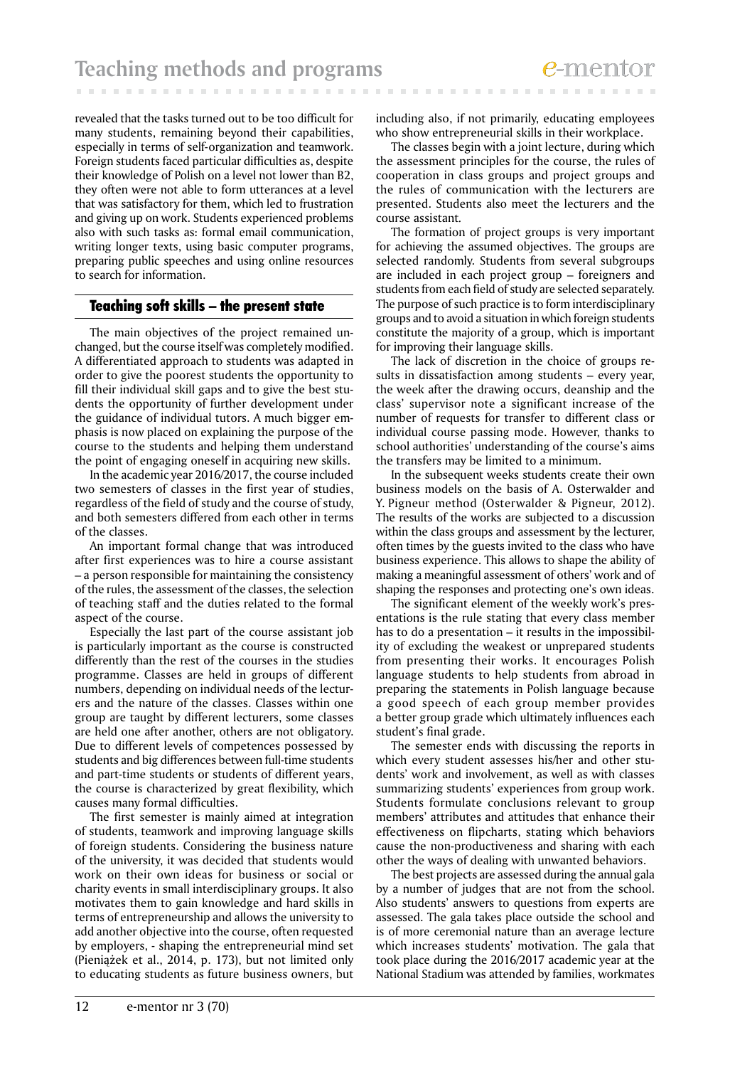revealed that the tasks turned out to be too difficult for many students, remaining beyond their capabilities, especially in terms of self-organization and teamwork. Foreign students faced particular difficulties as, despite their knowledge of Polish on a level not lower than B2, they often were not able to form utterances at a level that was satisfactory for them, which led to frustration and giving up on work. Students experienced problems also with such tasks as: formal email communication, writing longer texts, using basic computer programs, preparing public speeches and using online resources to search for information.

## Teaching soft skills – the present state

The main objectives of the project remained unchanged, but the course itself was completely modified. A differentiated approach to students was adapted in order to give the poorest students the opportunity to fill their individual skill gaps and to give the best students the opportunity of further development under the guidance of individual tutors. A much bigger emphasis is now placed on explaining the purpose of the course to the students and helping them understand the point of engaging oneself in acquiring new skills.

In the academic year 2016/2017, the course included two semesters of classes in the first year of studies, regardless of the field of study and the course of study, and both semesters differed from each other in terms of the classes.

An important formal change that was introduced after first experiences was to hire a course assistant – a person responsible for maintaining the consistency of the rules, the assessment of the classes, the selection of teaching staff and the duties related to the formal aspect of the course.

Especially the last part of the course assistant job is particularly important as the course is constructed differently than the rest of the courses in the studies programme. Classes are held in groups of different numbers, depending on individual needs of the lecturers and the nature of the classes. Classes within one group are taught by different lecturers, some classes are held one after another, others are not obligatory. Due to different levels of competences possessed by students and big differences between full-time students and part-time students or students of different years, the course is characterized by great flexibility, which causes many formal difficulties.

The first semester is mainly aimed at integration of students, teamwork and improving language skills of foreign students. Considering the business nature of the university, it was decided that students would work on their own ideas for business or social or charity events in small interdisciplinary groups. It also motivates them to gain knowledge and hard skills in terms of entrepreneurship and allows the university to add another objective into the course, often requested by employers, - shaping the entrepreneurial mind set (Pieniążek et al., 2014, p. 173), but not limited only to educating students as future business owners, but including also, if not primarily, educating employees who show entrepreneurial skills in their workplace.

The classes begin with a joint lecture, during which the assessment principles for the course, the rules of cooperation in class groups and project groups and the rules of communication with the lecturers are presented. Students also meet the lecturers and the course assistant.

The formation of project groups is very important for achieving the assumed objectives. The groups are selected randomly. Students from several subgroups are included in each project group – foreigners and students from each field of study are selected separately. The purpose of such practice is to form interdisciplinary groups and to avoid a situation in which foreign students constitute the majority of a group, which is important for improving their language skills.

The lack of discretion in the choice of groups results in dissatisfaction among students – every year, the week after the drawing occurs, deanship and the class' supervisor note a significant increase of the number of requests for transfer to different class or individual course passing mode. However, thanks to school authorities' understanding of the course's aims the transfers may be limited to a minimum.

In the subsequent weeks students create their own business models on the basis of A. Osterwalder and Y. Pigneur method (Osterwalder & Pigneur, 2012). The results of the works are subjected to a discussion within the class groups and assessment by the lecturer, often times by the guests invited to the class who have business experience. This allows to shape the ability of making a meaningful assessment of others' work and of shaping the responses and protecting one's own ideas.

The significant element of the weekly work's presentations is the rule stating that every class member has to do a presentation – it results in the impossibility of excluding the weakest or unprepared students from presenting their works. It encourages Polish language students to help students from abroad in preparing the statements in Polish language because a good speech of each group member provides a better group grade which ultimately influences each student's final grade.

The semester ends with discussing the reports in which every student assesses his/her and other students' work and involvement, as well as with classes summarizing students' experiences from group work. Students formulate conclusions relevant to group members' attributes and attitudes that enhance their effectiveness on flipcharts, stating which behaviors cause the non-productiveness and sharing with each other the ways of dealing with unwanted behaviors.

The best projects are assessed during the annual gala by a number of judges that are not from the school. Also students' answers to questions from experts are assessed. The gala takes place outside the school and is of more ceremonial nature than an average lecture which increases students' motivation. The gala that took place during the 2016/2017 academic year at the National Stadium was attended by families, workmates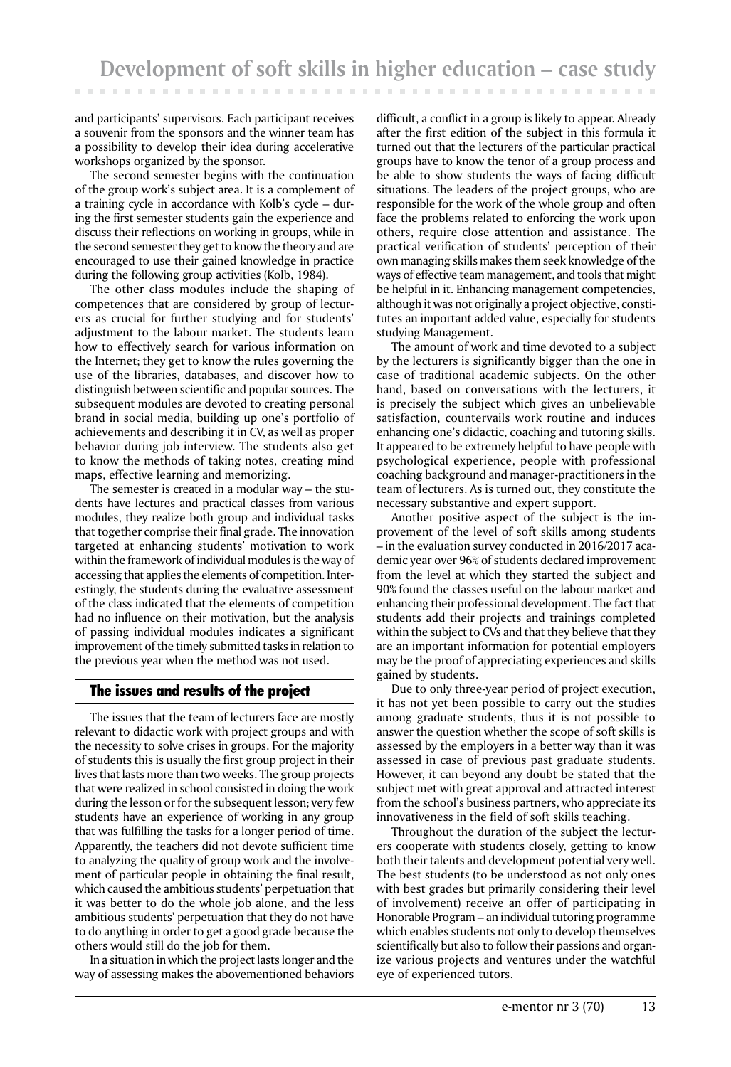and participants' supervisors. Each participant receives a souvenir from the sponsors and the winner team has a possibility to develop their idea during accelerative workshops organized by the sponsor.

The second semester begins with the continuation of the group work's subject area. It is a complement of a training cycle in accordance with Kolb's cycle – during the first semester students gain the experience and discuss their reflections on working in groups, while in the second semester they get to know the theory and are encouraged to use their gained knowledge in practice during the following group activities (Kolb, 1984).

The other class modules include the shaping of competences that are considered by group of lecturers as crucial for further studying and for students' adjustment to the labour market. The students learn how to effectively search for various information on the Internet; they get to know the rules governing the use of the libraries, databases, and discover how to distinguish between scientific and popular sources. The subsequent modules are devoted to creating personal brand in social media, building up one's portfolio of achievements and describing it in CV, as well as proper behavior during job interview. The students also get to know the methods of taking notes, creating mind maps, effective learning and memorizing.

The semester is created in a modular way – the students have lectures and practical classes from various modules, they realize both group and individual tasks that together comprise their final grade. The innovation targeted at enhancing students' motivation to work within the framework of individual modules is the way of accessing that applies the elements of competition. Interestingly, the students during the evaluative assessment of the class indicated that the elements of competition had no influence on their motivation, but the analysis of passing individual modules indicates a significant improvement of the timely submitted tasks in relation to the previous year when the method was not used.

## The issues and results of the project

The issues that the team of lecturers face are mostly relevant to didactic work with project groups and with the necessity to solve crises in groups. For the majority of students this is usually the first group project in their lives that lasts more than two weeks. The group projects that were realized in school consisted in doing the work during the lesson or for the subsequent lesson; very few students have an experience of working in any group that was fulfilling the tasks for a longer period of time. Apparently, the teachers did not devote sufficient time to analyzing the quality of group work and the involvement of particular people in obtaining the final result, which caused the ambitious students' perpetuation that it was better to do the whole job alone, and the less ambitious students' perpetuation that they do not have to do anything in order to get a good grade because the others would still do the job for them.

In a situation in which the project lasts longer and the way of assessing makes the abovementioned behaviors difficult, a conflict in a group is likely to appear. Already after the first edition of the subject in this formula it turned out that the lecturers of the particular practical groups have to know the tenor of a group process and be able to show students the ways of facing difficult situations. The leaders of the project groups, who are responsible for the work of the whole group and often face the problems related to enforcing the work upon others, require close attention and assistance. The practical verification of students' perception of their own managing skills makes them seek knowledge of the ways of effective team management, and tools that might be helpful in it. Enhancing management competencies, although it was not originally a project objective, constitutes an important added value, especially for students studying Management.

The amount of work and time devoted to a subject by the lecturers is significantly bigger than the one in case of traditional academic subjects. On the other hand, based on conversations with the lecturers, it is precisely the subject which gives an unbelievable satisfaction, countervails work routine and induces enhancing one's didactic, coaching and tutoring skills. It appeared to be extremely helpful to have people with psychological experience, people with professional coaching background and manager-practitioners in the team of lecturers. As is turned out, they constitute the necessary substantive and expert support.

Another positive aspect of the subject is the improvement of the level of soft skills among students – in the evaluation survey conducted in 2016/2017 academic year over 96% of students declared improvement from the level at which they started the subject and 90% found the classes useful on the labour market and enhancing their professional development. The fact that students add their projects and trainings completed within the subject to CVs and that they believe that they are an important information for potential employers may be the proof of appreciating experiences and skills gained by students.

Due to only three-year period of project execution, it has not yet been possible to carry out the studies among graduate students, thus it is not possible to answer the question whether the scope of soft skills is assessed by the employers in a better way than it was assessed in case of previous past graduate students. However, it can beyond any doubt be stated that the subject met with great approval and attracted interest from the school's business partners, who appreciate its innovativeness in the field of soft skills teaching.

Throughout the duration of the subject the lecturers cooperate with students closely, getting to know both their talents and development potential very well. The best students (to be understood as not only ones with best grades but primarily considering their level of involvement) receive an offer of participating in Honorable Program – an individual tutoring programme which enables students not only to develop themselves scientifically but also to follow their passions and organize various projects and ventures under the watchful eye of experienced tutors.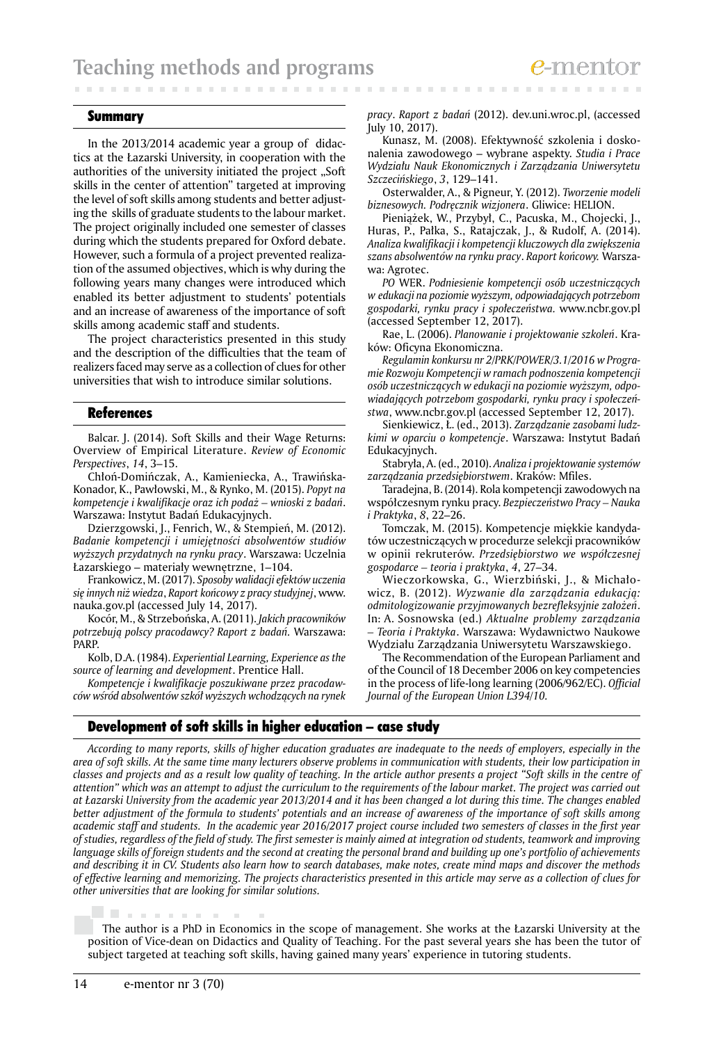## Summary

In the 2013/2014 academic year a group of didactics at the Łazarski University, in cooperation with the authorities of the university initiated the project „Soft skills in the center of attention" targeted at improving the level of soft skills among students and better adjusting the skills of graduate students to the labour market. The project originally included one semester of classes during which the students prepared for Oxford debate. However, such a formula of a project prevented realization of the assumed objectives, which is why during the following years many changes were introduced which enabled its better adjustment to students' potentials and an increase of awareness of the importance of soft skills among academic staff and students.

The project characteristics presented in this study and the description of the difficulties that the team of realizers faced may serve as a collection of clues for other universities that wish to introduce similar solutions.

## References

Balcar. J. (2014). Soft Skills and their Wage Returns: Overview of Empirical Literature. *Review of Economic Perspectives*, *14*, 3–15.

Chłoń-Domińczak, A., Kamieniecka, A., Trawińska-Konador, K., Pawłowski, M., & Rynko, M. (2015). *Popyt na kompetencje i kwalifikacje oraz ich podaż – wnioski z badań*. Warszawa: Instytut Badań Edukacyjnych.

Dzierzgowski, J., Fenrich, W., & Stempień, M. (2012). *Badanie kompetencji i umiejętności absolwentów studiów wyższych przydatnych na rynku pracy*. Warszawa: Uczelnia Łazarskiego – materiały wewnętrzne, 1–104.

Frankowicz, M. (2017). *Sposoby walidacji efektów uczenia się innych niż wiedza*, *Raport końcowy z pracy studyjnej*, www.nauka.gov.pl (accessed July 14, 2017).

Kocór, M., & Strzebońska, A. (2011). *Jakich pracowników potrzebują polscy pracodawcy? Raport z badań*. Warszawa: PARP.

Kolb, D.A. (1984). *Experiential Learning, Experience as the source of learning and development*. Prentice Hall.

*Kompetencje i kwalifikacje poszukiwane przez pracodawców wśród absolwentów szkół wyższych wchodzących na rynek pracy*. *Raport z badań* (2012). dev.uni.wroc.pl, (accessed July 10, 2017).

Kunasz, M. (2008). Efektywność szkolenia i doskonalenia zawodowego – wybrane aspekty. *Studia i Prace Wydziału Nauk Ekonomicznych i Zarządzania Uniwersytetu Szczecińskiego*, *3*, 129–141.

Osterwalder, A., & Pigneur, Y. (2012). *Tworzenie modeli biznesowych. Podręcznik wizjonera*. Gliwice: HELION.

Pieniążek, W., Przybył, C., Pacuska, M., Chojecki, J., Huras, P., Pałka, S., Ratajczak, J., & Rudolf, A. (2014). *Analiza kwalifikacji i kompetencji kluczowych dla zwiększenia szans absolwentów na rynku pracy*. *Raport końcowy.* Warszawa: Agrotec.

*PO* WER. *Podniesienie kompetencji osób uczestniczących w edukacji na poziomie wyższym, odpowiadających potrzebom gospodarki, rynku pracy i społeczeństwa.* www.ncbr.gov.pl (accessed September 12, 2017).

Rae, L. (2006). *Planowanie i projektowanie szkoleń*. Kraków: Oficyna Ekonomiczna.

*Regulamin konkursu nr 2/PRK/POWER/3.1/2016 w Programie Rozwoju Kompetencji w ramach podnoszenia kompetencji osób uczestniczących w edukacji na poziomie wyższym, odpowiadających potrzebom gospodarki, rynku pracy i społeczeństwa*, www.ncbr.gov.pl (accessed September 12, 2017).

Sienkiewicz, Ł. (ed., 2013). *Zarządzanie zasobami ludzkimi w oparciu o kompetencje*. Warszawa: Instytut Badań Edukacyjnych.

Stabryła, A. (ed., 2010). *Analiza i projektowanie systemów zarządzania przedsiębiorstwem*. Kraków: Mfiles.

Taradejna, B. (2014). Rola kompetencji zawodowych na współczesnym rynku pracy. *Bezpieczeństwo Pracy – Nauka i Praktyka*, *8*, 22–26.

Tomczak, M. (2015). Kompetencje miękkie kandydatów uczestniczących w procedurze selekcji pracowników w opinii rekruterów. *Przedsiębiorstwo we współczesnej gospodarce – teoria i praktyka*, *4*, 27–34.

Wieczorkowska, G., Wierzbiński, J., & Michałowicz, B. (2012). *Wyzwanie dla zarządzania edukacją: odmitologizowanie przyjmowanych bezrefleksyjnie założeń*. In: A. Sosnowska (ed.) *Aktualne problemy zarządzania – Teoria i Praktyka*. Warszawa: Wydawnictwo Naukowe Wydziału Zarządzania Uniwersytetu Warszawskiego.

The Recommendation of the European Parliament and of the Council of 18 December 2006 on key competencies in the process of life-long learning (2006/962/EC). *Official Journal of the European Union L394/10*.

## Development of soft skills in higher education – case study

*According to many reports, skills of higher education graduates are inadequate to the needs of employers, especially in the area of soft skills. At the same time many lecturers observe problems in communication with students, their low participation in classes and projects and as a result low quality of teaching. In the article author presents a project "Soft skills in the centre of attention" which was an attempt to adjust the curriculum to the requirements of the labour market. The project was carried out at Łazarski University from the academic year 2013/2014 and it has been changed a lot during this time. The changes enabled better adjustment of the formula to students' potentials and an increase of awareness of the importance of soft skills among academic staff and students. In the academic year 2016/2017 project course included two semesters of classes in the first year of studies, regardless of the field of study. The first semester is mainly aimed at integration od students, teamwork and improving language skills of foreign students and the second at creating the personal brand and building up one's portfolio of achievements and describing it in CV. Students also learn how to search databases, make notes, create mind maps and discover the methods of effective learning and memorizing. The projects characteristics presented in this article may serve as a collection of clues for other universities that are looking for similar solutions.*

The author is a PhD in Economics in the scope of management. She works at the Łazarski University at the position of Vice-dean on Didactics and Quality of Teaching. For the past several years she has been the tutor of subject targeted at teaching soft skills, having gained many years' experience in tutoring students.